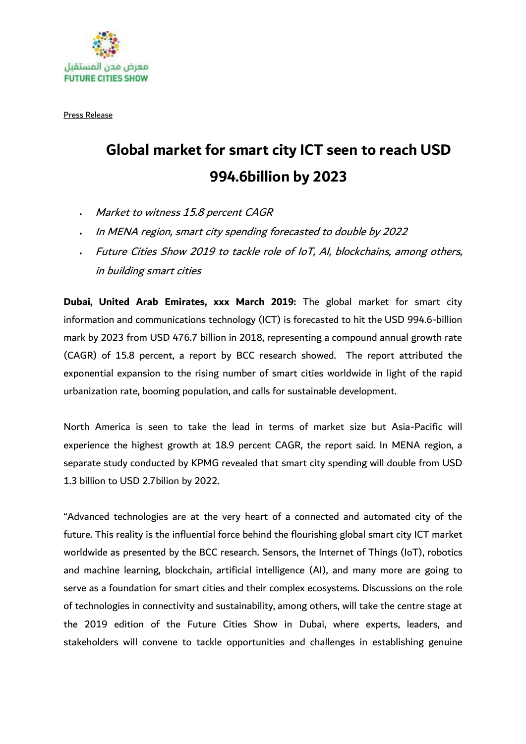معرض مدن المستقبل
FUTURE CITIES SHOW

Press Release

# Global market for smart city ICT seen to reach USD 994.6billion by 2023

- *Market to witness 15.8 percent CAGR*
- *In MENA region, smart city spending forecasted to double by 2022*
- *Future Cities Show 2019 to tackle role of IoT, AI, blockchains, among others, in building smart cities*

**Dubai, United Arab Emirates, xxx March 2019:** The global market for smart city information and communications technology (ICT) is forecasted to hit the USD 994.6-billion mark by 2023 from USD 476.7 billion in 2018, representing a compound annual growth rate (CAGR) of 15.8 percent, a report by BCC research showed. The report attributed the exponential expansion to the rising number of smart cities worldwide in light of the rapid urbanization rate, booming population, and calls for sustainable development.

North America is seen to take the lead in terms of market size but Asia-Pacific will experience the highest growth at 18.9 percent CAGR, the report said. In MENA region, a separate study conducted by KPMG revealed that smart city spending will double from USD 1.3 billion to USD 2.7bilion by 2022.

"Advanced technologies are at the very heart of a connected and automated city of the future. This reality is the influential force behind the flourishing global smart city ICT market worldwide as presented by the BCC research. Sensors, the Internet of Things (IoT), robotics and machine learning, blockchain, artificial intelligence (AI), and many more are going to serve as a foundation for smart cities and their complex ecosystems. Discussions on the role of technologies in connectivity and sustainability, among others, will take the centre stage at the 2019 edition of the Future Cities Show in Dubai, where experts, leaders, and stakeholders will convene to tackle opportunities and challenges in establishing genuine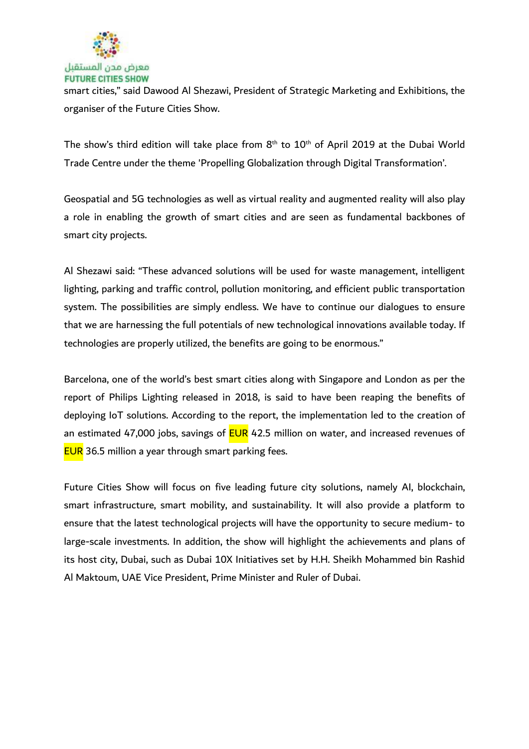smart cities," said Dawood Al Shezawi, President of Strategic Marketing and Exhibitions, the organiser of the Future Cities Show.

The show's third edition will take place from 8th to 10th of April 2019 at the Dubai World Trade Centre under the theme 'Propelling Globalization through Digital Transformation'.

Geospatial and 5G technologies as well as virtual reality and augmented reality will also play a role in enabling the growth of smart cities and are seen as fundamental backbones of smart city projects.

Al Shezawi said: "These advanced solutions will be used for waste management, intelligent lighting, parking and traffic control, pollution monitoring, and efficient public transportation system. The possibilities are simply endless. We have to continue our dialogues to ensure that we are harnessing the full potentials of new technological innovations available today. If technologies are properly utilized, the benefits are going to be enormous."

Barcelona, one of the world's best smart cities along with Singapore and London as per the report of Philips Lighting released in 2018, is said to have been reaping the benefits of deploying IoT solutions. According to the report, the implementation led to the creation of an estimated 47,000 jobs, savings of EUR 42.5 million on water, and increased revenues of EUR 36.5 million a year through smart parking fees.

Future Cities Show will focus on five leading future city solutions, namely AI, blockchain, smart infrastructure, smart mobility, and sustainability. It will also provide a platform to ensure that the latest technological projects will have the opportunity to secure medium- to large-scale investments. In addition, the show will highlight the achievements and plans of its host city, Dubai, such as Dubai 10X Initiatives set by H.H. Sheikh Mohammed bin Rashid Al Maktoum, UAE Vice President, Prime Minister and Ruler of Dubai.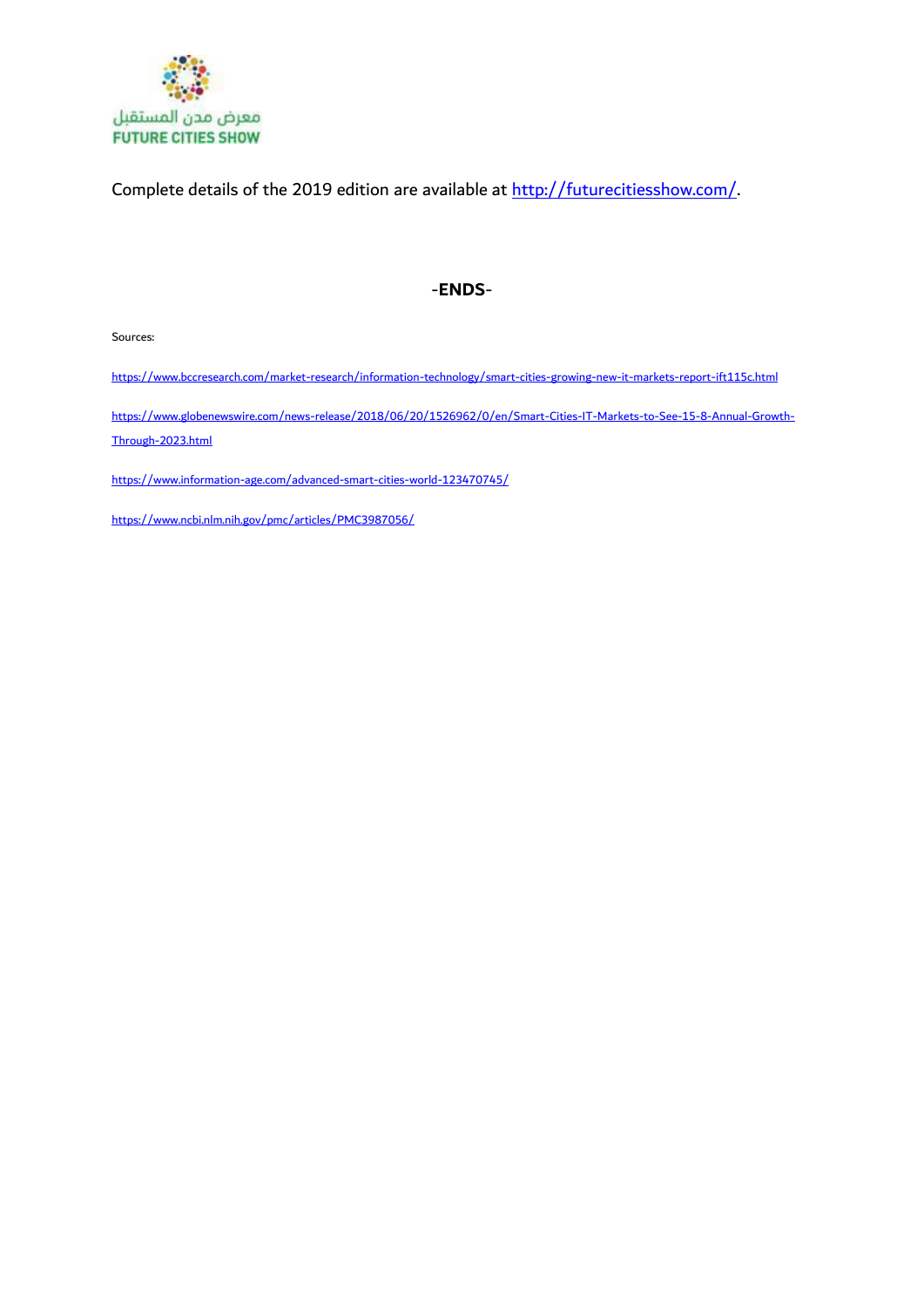معرض مدن المستقبل
FUTURE CITIES SHOW

Complete details of the 2019 edition are available at http://futurecitiesshow.com/.

-**ENDS**-

Sources:

https://www.bccresearch.com/market-research/information-technology/smart-cities-growing-new-it-markets-report-ift115c.html

https://www.globenewswire.com/news-release/2018/06/20/1526962/0/en/Smart-Cities-IT-Markets-to-See-15-8-Annual-Growth-Through-2023.html

https://www.information-age.com/advanced-smart-cities-world-123470745/

https://www.ncbi.nlm.nih.gov/pmc/articles/PMC3987056/